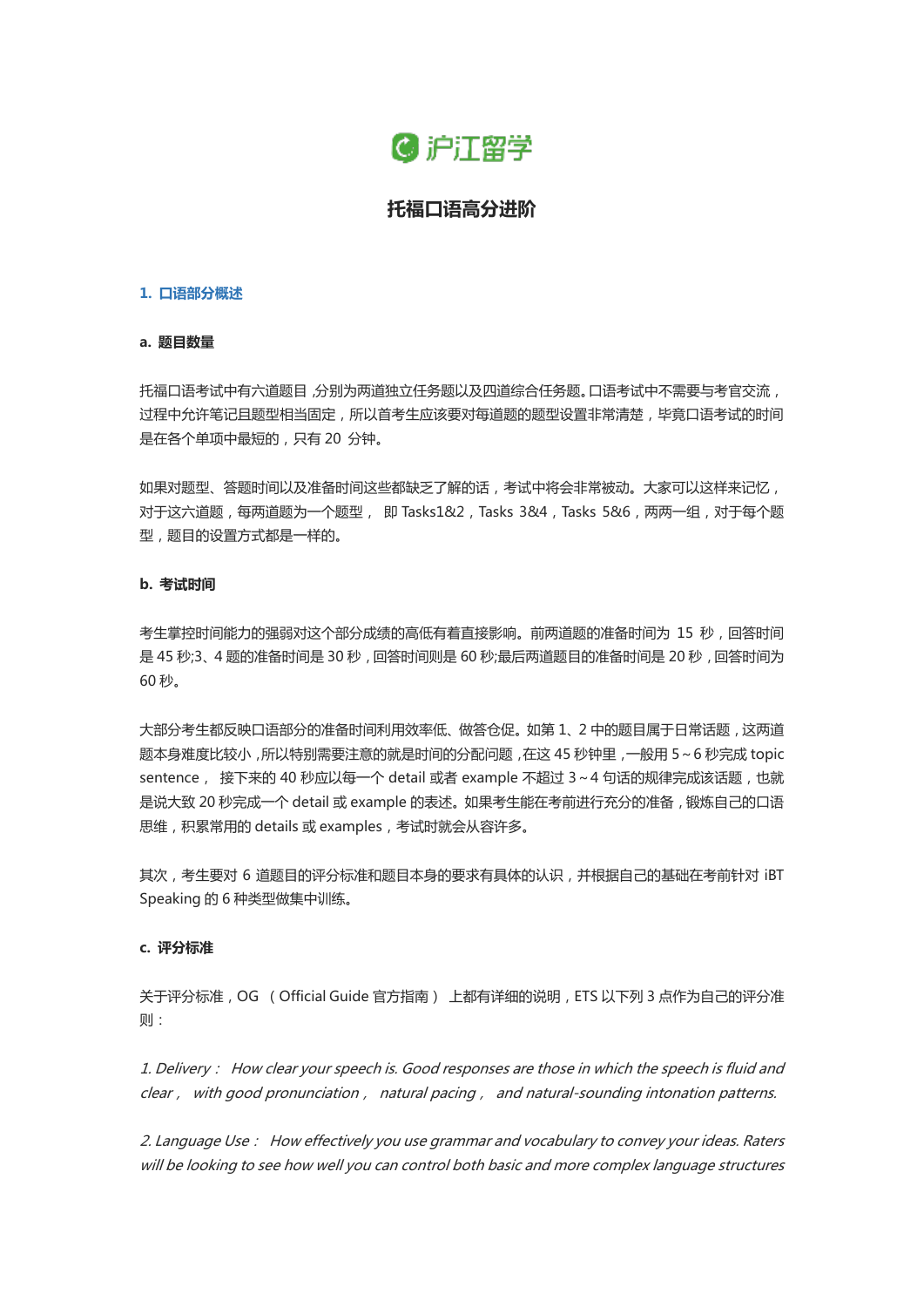沪江留学

# 托福口语高分进阶

## 1. 口语部分概述

### a. 题目数量

托福口语考试中有六道题目，分别为两道独立任务题以及四道综合任务题。口语考试中不需要与考官交流，过程中允许笔记且题型相当固定，所以首考生应该要对每道题的题型设置非常清楚，毕竟口语考试的时间是在各个单项中最短的，只有 20 分钟。

如果对题型、答题时间以及准备时间这些都缺乏了解的话，考试中将会非常被动。大家可以这样来记忆，对于这六道题，每两道题为一个题型， 即 Tasks1&2，Tasks 3&4，Tasks 5&6，两两一组，对于每个题型，题目的设置方式都是一样的。

### b. 考试时间

考生掌控时间能力的强弱对这个部分成绩的高低有着直接影响。前两道题的准备时间为 15 秒，回答时间是 45 秒;3、4 题的准备时间是 30 秒，回答时间则是 60 秒;最后两道题目的准备时间是 20 秒，回答时间为 60 秒。

大部分考生都反映口语部分的准备时间利用效率低、做答仓促。如第 1、2 中的题目属于日常话题，这两道题本身难度比较小，所以特别需要注意的就是时间的分配问题，在这 45 秒钟里，一般用 5~6 秒完成 topic sentence， 接下来的 40 秒应以每一个 detail 或者 example 不超过 3~4 句话的规律完成该话题，也就是说大致 20 秒完成一个 detail 或 example 的表述。如果考生能在考前进行充分的准备，锻炼自己的口语思维，积累常用的 details 或 examples，考试时就会从容许多。

其次，考生要对 6 道题目的评分标准和题目本身的要求有具体的认识，并根据自己的基础在考前针对 iBT Speaking 的 6 种类型做集中训练。

### c. 评分标准

关于评分标准，OG （Official Guide 官方指南） 上都有详细的说明，ETS 以下列 3 点作为自己的评分准则：

*1. Delivery： How clear your speech is. Good responses are those in which the speech is fluid and clear， with good pronunciation， natural pacing， and natural-sounding intonation patterns.*

*2. Language Use： How effectively you use grammar and vocabulary to convey your ideas. Raters will be looking to see how well you can control both basic and more complex language structures*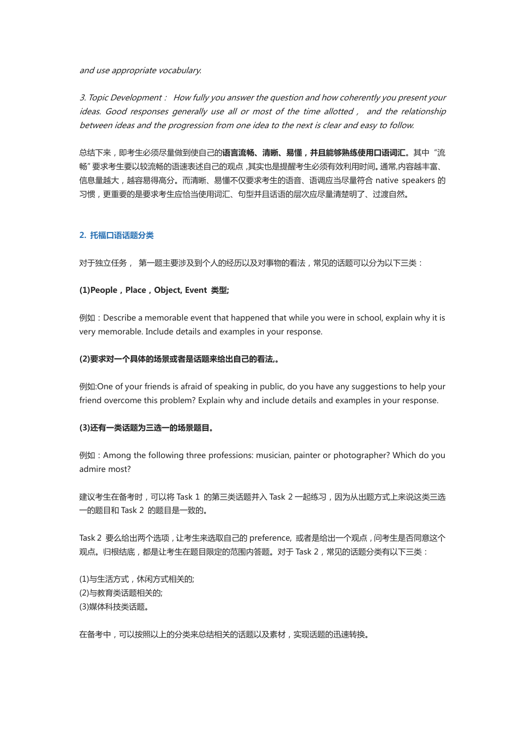*and use appropriate vocabulary.*

*3. Topic Development： How fully you answer the question and how coherently you present your ideas. Good responses generally use all or most of the time allotted， and the relationship between ideas and the progression from one idea to the next is clear and easy to follow.*

总结下来，即考生必须尽量做到使自己的**语言流畅、清晰、易懂，并且能够熟练使用口语词汇**。其中“流畅”要求考生要以较流畅的语速表述自己的观点 ,其实也是提醒考生必须有效利用时间。通常,内容越丰富、信息量越大，越容易得高分。而清晰、易懂不仅要求考生的语音、语调应当尽量符合 native speakers 的习惯，更重要的是要求考生应恰当使用词汇、句型并且话语的层次应尽量清楚明了、过渡自然。

## 2. 托福口语话题分类

对于独立任务， 第一题主要涉及到个人的经历以及对事物的看法，常见的话题可以分为以下三类：

**(1)People，Place，Object, Event 类型;**

例如：Describe a memorable event that happened that while you were in school, explain why it is very memorable. Include details and examples in your response.

**(2)要求对一个具体的场景或者是话题来给出自己的看法,。**

例如:One of your friends is afraid of speaking in public, do you have any suggestions to help your friend overcome this problem? Explain why and include details and examples in your response.

**(3)还有一类话题为三选一的场景题目。**

例如：Among the following three professions: musician, painter or photographer? Which do you admire most?

建议考生在备考时，可以将 Task 1 的第三类话题并入 Task 2 一起练习，因为从出题方式上来说这类三选一的题目和 Task 2 的题目是一致的。

Task 2 要么给出两个选项，让考生来选取自己的 preference, 或者是给出一个观点，问考生是否同意这个观点。归根结底，都是让考生在题目限定的范围内答题。对于 Task 2，常见的话题分类有以下三类：

(1)与生活方式，休闲方式相关的;
(2)与教育类话题相关的;
(3)媒体科技类话题。

在备考中，可以按照以上的分类来总结相关的话题以及素材，实现话题的迅速转换。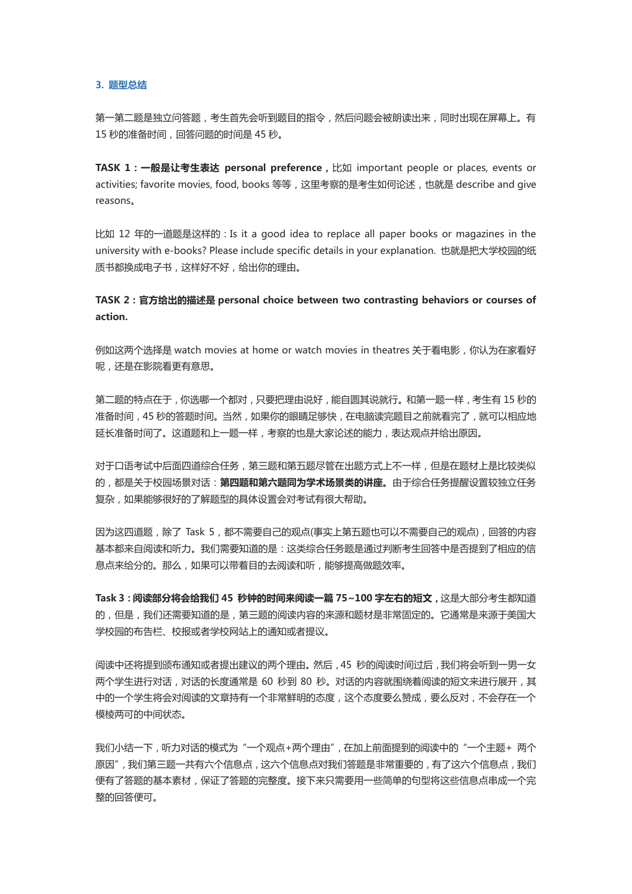### 3. 题型总结

第一第二题是独立问答题，考生首先会听到题目的指令，然后问题会被朗读出来，同时出现在屏幕上。有 15 秒的准备时间，回答问题的时间是 45 秒。

**TASK 1：一般是让考生表达 personal preference，**比如 important people or places, events or activities; favorite movies, food, books 等等，这里考察的是考生如何论述，也就是 describe and give reasons。

比如 12 年的一道题是这样的：Is it a good idea to replace all paper books or magazines in the university with e-books? Please include specific details in your explanation. 也就是把大学校园的纸质书都换成电子书，这样好不好，给出你的理由。

**TASK 2：官方给出的描述是 personal choice between two contrasting behaviors or courses of action.**

例如这两个选择是 watch movies at home or watch movies in theatres 关于看电影，你认为在家看好呢，还是在影院看更有意思。

第二题的特点在于，你选哪一个都对，只要把理由说好，能自圆其说就行。和第一题一样，考生有 15 秒的准备时间，45 秒的答题时间。当然，如果你的眼睛足够快，在电脑读完题目之前就看完了，就可以相应地延长准备时间了。这道题和上一题一样，考察的也是大家论述的能力，表达观点并给出原因。

对于口语考试中后面四道综合任务，第三题和第五题尽管在出题方式上不一样，但是在题材上是比较类似的，都是关于校园场景对话：**第四题和第六题同为学术场景类的讲座。**由于综合任务提醒设置较独立任务复杂，如果能够很好的了解题型的具体设置会对考试有很大帮助。

因为这四道题，除了 Task 5，都不需要自己的观点(事实上第五题也可以不需要自己的观点)，回答的内容基本都来自阅读和听力。我们需要知道的是：这类综合任务题是通过判断考生回答中是否提到了相应的信息点来给分的。那么，如果可以带着目的去阅读和听，能够提高做题效率。

**Task 3：阅读部分将会给我们 45 秒钟的时间来阅读一篇 75~100 字左右的短文，**这是大部分考生都知道的，但是，我们还需要知道的是，第三题的阅读内容的来源和题材是非常固定的。它通常是来源于美国大学校园的布告栏、校报或者学校网站上的通知或者提议。

阅读中还将提到颁布通知或者提出建议的两个理由。然后，45 秒的阅读时间过后，我们将会听到一男一女两个学生进行对话，对话的长度通常是 60 秒到 80 秒。对话的内容就围绕着阅读的短文来进行展开，其中的一个学生将会对阅读的文章持有一个非常鲜明的态度，这个态度要么赞成，要么反对，不会存在一个模棱两可的中间状态。

我们小结一下，听力对话的模式为“一个观点+两个理由”，在加上前面提到的阅读中的“一个主题+ 两个原因”，我们第三题一共有六个信息点，这六个信息点对我们答题是非常重要的，有了这六个信息点，我们便有了答题的基本素材，保证了答题的完整度。接下来只需要用一些简单的句型将这些信息点串成一个完整的回答便可。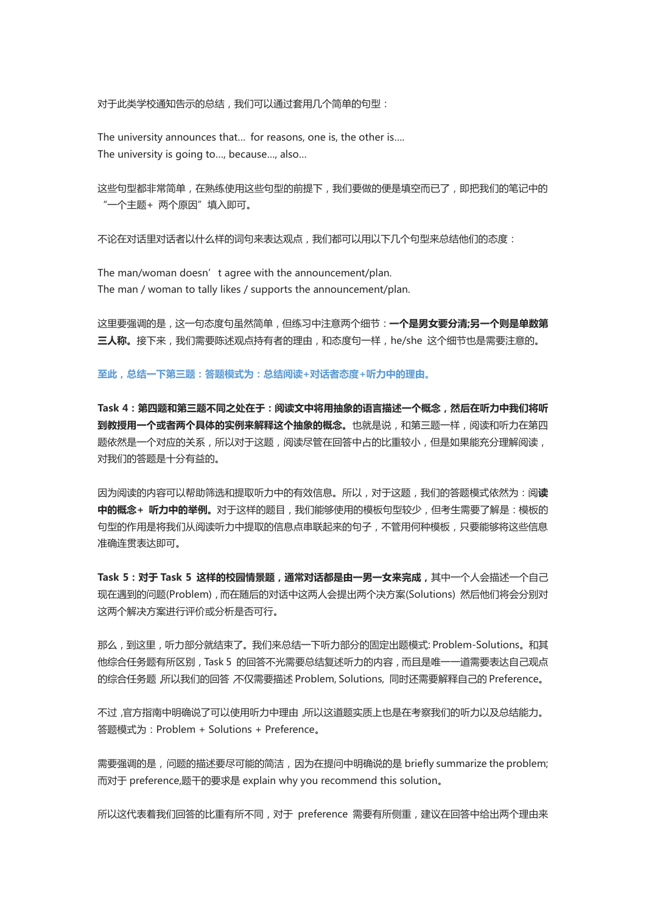对于此类学校通知告示的总结，我们可以通过套用几个简单的句型：

The university announces that... for reasons, one is, the other is....
The university is going to..., because..., also...

这些句型都非常简单，在熟练使用这些句型的前提下，我们要做的便是填空而已了，即把我们的笔记中的“一个主题+ 两个原因”填入即可。

不论在对话里对话者以什么样的词句来表达观点，我们都可以用以下几个句型来总结他们的态度：

The man/woman doesn’t agree with the announcement/plan.
The man / woman to tally likes / supports the announcement/plan.

这里要强调的是，这一句态度句虽然简单，但练习中注意两个细节：**一个是男女要分清;另一个则是单数第三人称。**接下来，我们需要陈述观点持有者的理由，和态度句一样，he/she 这个细节也是需要注意的。

**至此，总结一下第三题：答题模式为：总结阅读+对话者态度+听力中的理由。**

**Task 4：第四题和第三题不同之处在于：阅读文中将用抽象的语言描述一个概念，然后在听力中我们将听到教授用一个或者两个具体的实例来解释这个抽象的概念。**也就是说，和第三题一样，阅读和听力在第四题依然是一个对应的关系，所以对于这题，阅读尽管在回答中占的比重较小，但是如果能充分理解阅读，对我们的答题是十分有益的。

因为阅读的内容可以帮助筛选和提取听力中的有效信息。所以，对于这题，我们的答题模式依然为：**阅读中的概念+ 听力中的举例。**对于这样的题目，我们能够使用的模板句型较少，但考生需要了解是：模板的句型的作用是将我们从阅读听力中提取的信息点串联起来的句子，不管用何种模板，只要能够将这些信息准确连贯表达即可。

**Task 5：对于 Task 5 这样的校园情景题，通常对话都是由一男一女来完成，**其中一个人会描述一个自己现在遇到的问题(Problem)，而在随后的对话中这两人会提出两个决方案(Solutions) 然后他们将会分别对这两个解决方案进行评价或分析是否可行。

那么，到这里，听力部分就结束了。我们来总结一下听力部分的固定出题模式: Problem-Solutions。和其他综合任务题有所区别，Task 5 的回答不光需要总结复述听力的内容，而且是唯一一道需要表达自己观点的综合任务题，所以我们的回答，不仅需要描述 Problem, Solutions, 同时还需要解释自己的 Preference。

不过，官方指南中明确说了可以使用听力中理由，所以这道题实质上也是在考察我们的听力以及总结能力。答题模式为：Problem + Solutions + Preference。

需要强调的是，问题的描述要尽可能的简洁，因为在提问中明确说的是 briefly summarize the problem; 而对于 preference,题干的要求是 explain why you recommend this solution。

所以这代表着我们回答的比重有所不同，对于 preference 需要有所侧重，建议在回答中给出两个理由来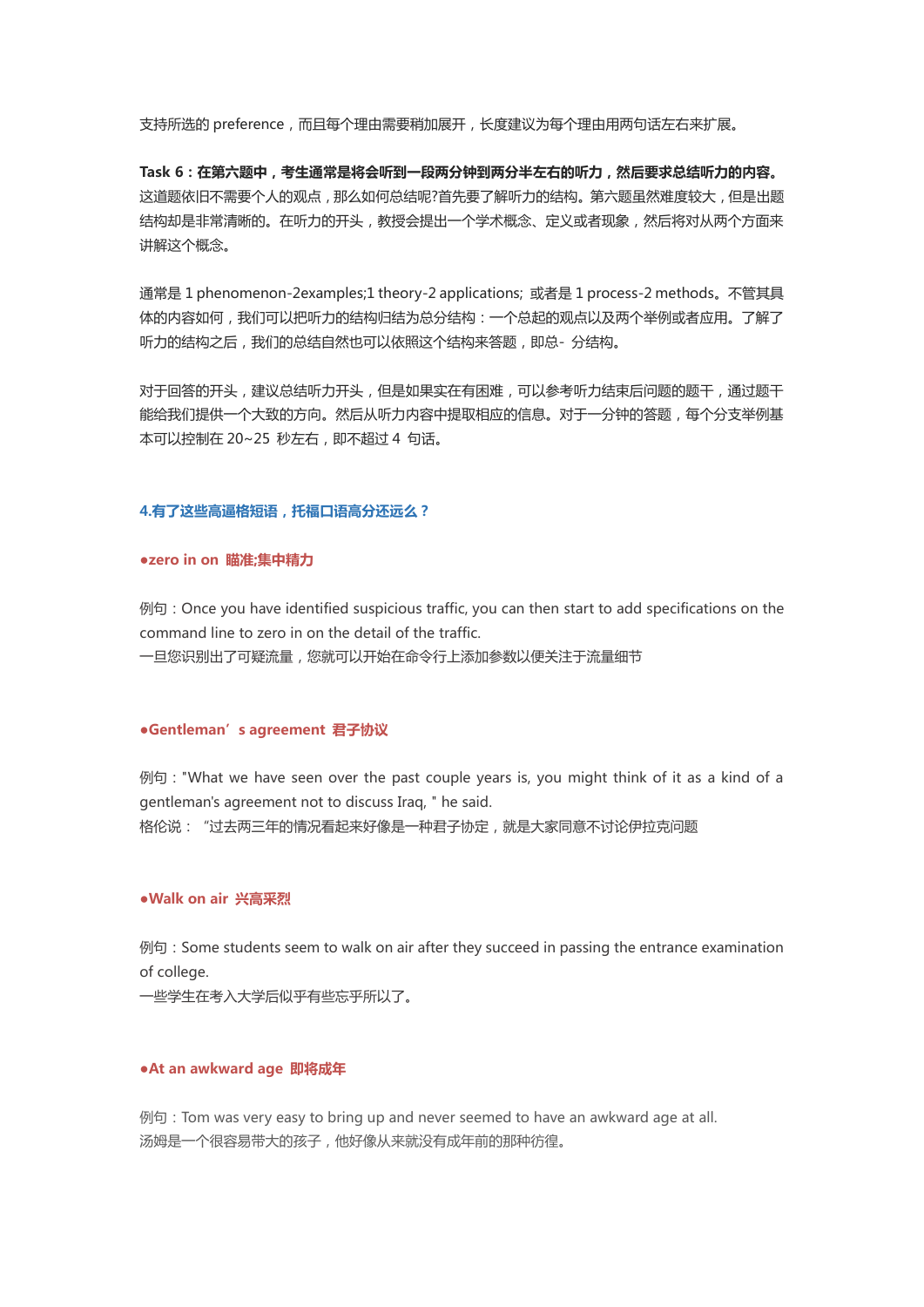支持所选的 preference，而且每个理由需要稍加展开，长度建议为每个理由用两句话左右来扩展。

**Task 6：在第六题中，考生通常是将会听到一段两分钟到两分半左右的听力，然后要求总结听力的内容。**这道题依旧不需要个人的观点，那么如何总结呢?首先要了解听力的结构。第六题虽然难度较大，但是出题结构却是非常清晰的。在听力的开头，教授会提出一个学术概念、定义或者现象，然后将对从两个方面来讲解这个概念。

通常是 1 phenomenon-2examples;1 theory-2 applications; 或者是 1 process-2 methods。不管其具体的内容如何，我们可以把听力的结构归结为总分结构：一个总起的观点以及两个举例或者应用。了解了听力的结构之后，我们的总结自然也可以依照这个结构来答题，即总- 分结构。

对于回答的开头，建议总结听力开头，但是如果实在有困难，可以参考听力结束后问题的题干，通过题干能给我们提供一个大致的方向。然后从听力内容中提取相应的信息。对于一分钟的答题，每个分支举例基本可以控制在 20~25 秒左右，即不超过 4 句话。

### 4.有了这些高逼格短语，托福口语高分还远么？

**●zero in on 瞄准;集中精力**

例句：Once you have identified suspicious traffic, you can then start to add specifications on the command line to zero in on the detail of the traffic.
一旦您识别出了可疑流量，您就可以开始在命令行上添加参数以便关注于流量细节

**●Gentleman's agreement 君子协议**

例句："What we have seen over the past couple years is, you might think of it as a kind of a gentleman's agreement not to discuss Iraq, " he said.
格伦说："过去两三年的情况看起来好像是一种君子协定，就是大家同意不讨论伊拉克问题

**●Walk on air 兴高采烈**

例句：Some students seem to walk on air after they succeed in passing the entrance examination of college.
一些学生在考入大学后似乎有些忘乎所以了。

**●At an awkward age 即将成年**

例句：Tom was very easy to bring up and never seemed to have an awkward age at all.
汤姆是一个很容易带大的孩子，他好像从来就没有成年前的那种彷徨。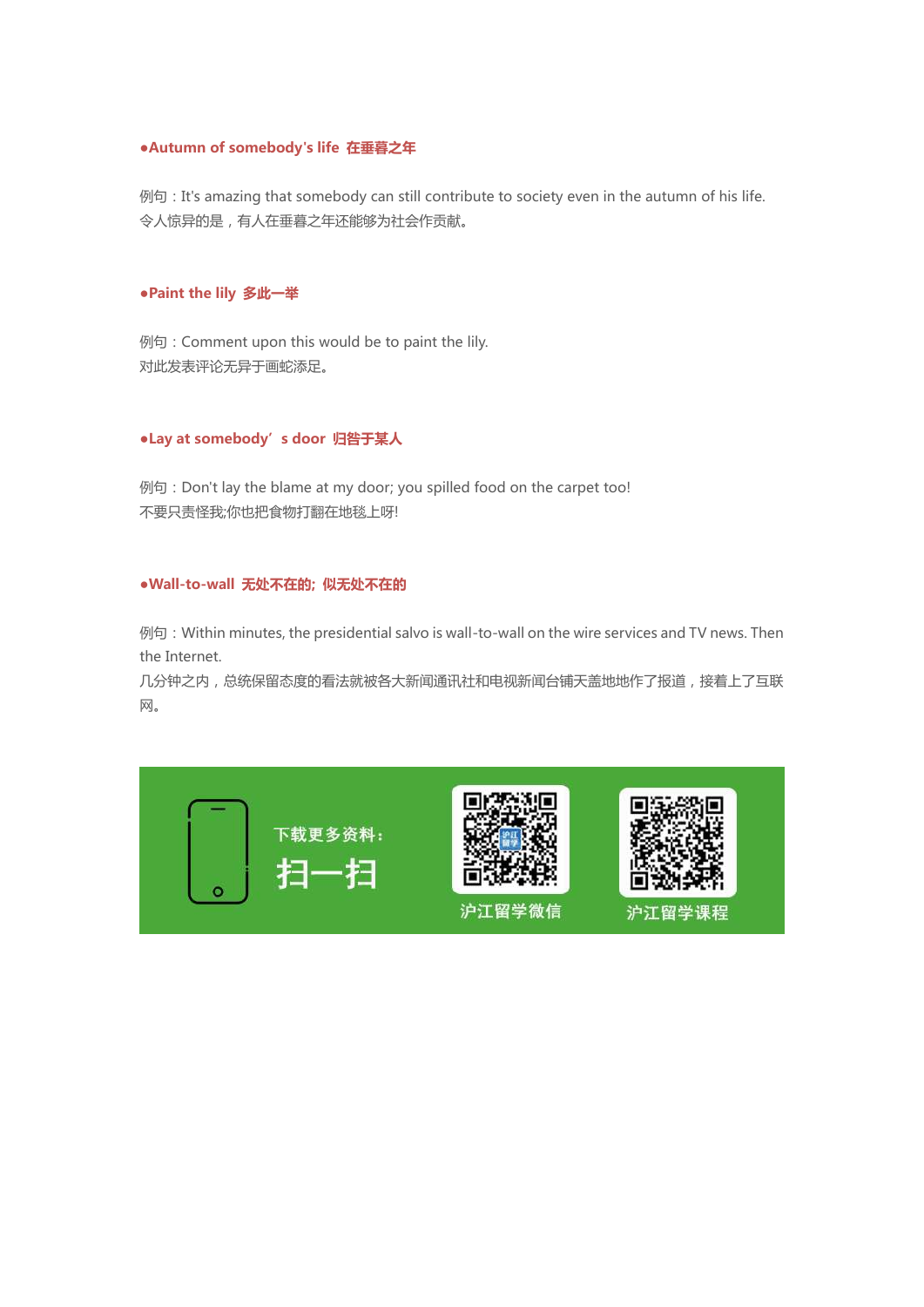**●Autumn of somebody's life 在垂暮之年**

例句：It's amazing that somebody can still contribute to society even in the autumn of his life.
令人惊异的是，有人在垂暮之年还能够为社会作贡献。

**●Paint the lily 多此一举**

例句：Comment upon this would be to paint the lily.
对此发表评论无异于画蛇添足。

**●Lay at somebody’s door 归咎于某人**

例句：Don't lay the blame at my door; you spilled food on the carpet too!
不要只责怪我;你也把食物打翻在地毯上呀!

**●Wall-to-wall 无处不在的; 似无处不在的**

例句：Within minutes, the presidential salvo is wall-to-wall on the wire services and TV news. Then the Internet.
几分钟之内，总统保留态度的看法就被各大新闻通讯社和电视新闻台铺天盖地地作了报道，接着上了互联网。

下载更多资料：

扫一扫

沪江留学微信

沪江留学课程